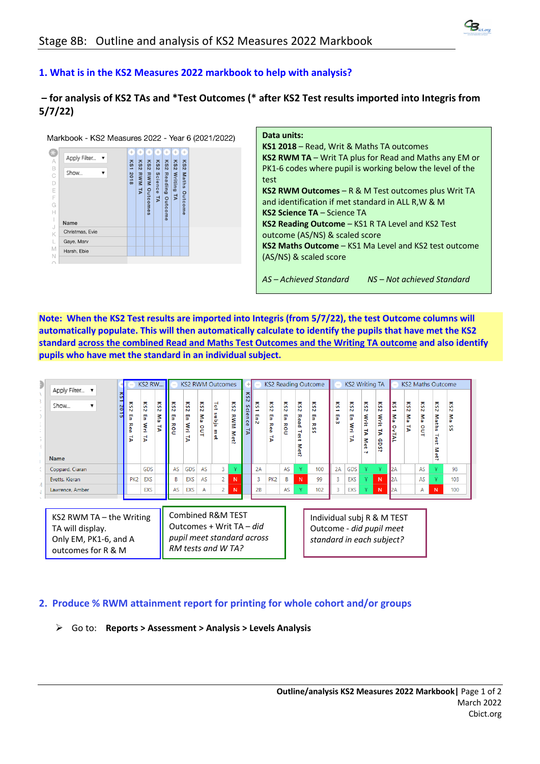# Stage 8B: Outline and analysis of KS2 Measures 2022 Markbook

## 1. What is in the KS2 Measures 2022 markbook to help with analysis?

**– for analysis of KS2 TAs and *Test Outcomes (* after KS2 Test results imported into Integris from 5/7/22)**

Markbook - KS2 Measures 2022 - Year 6 (2021/2022)

| Name | KS1 2018 | KS2 RWM TA | KS2 RWM Outcomes | KS2 Science TA | KS2 Reading Outcome | KS2 Writing TA | KS2 Maths Outcome |
|---|---|---|---|---|---|---|---|
| Christmas, Evie | | | | | | | |
| Gaye, Marv | | | | | | | |
| Harsh, Ebie | | | | | | | |

**Data units:**

**KS1 2018** – Read, Writ & Maths TA outcomes

**KS2 RWM TA** – Writ TA plus for Read and Maths any EM or PK1-6 codes where pupil is working below the level of the test

**KS2 RWM Outcomes** – R & M Test outcomes plus Writ TA and identification if met standard in ALL R,W & M

**KS2 Science TA** – Science TA

**KS2 Reading Outcome** – KS1 R TA Level and KS2 Test outcome (AS/NS) & scaled score

**KS2 Maths Outcome** – KS1 Ma Level and KS2 test outcome (AS/NS) & scaled score

*AS – Achieved Standard* *NS – Not achieved Standard*

**Note: When the KS2 Test results are imported into Integris (from 5/7/22), the test Outcome columns will automatically populate. This will then automatically calculate to identify the pupils that have met the KS2 standard across the combined Read and Maths Test Outcomes and the Writing TA outcome and also identify pupils who have met the standard in an individual subject.**

| Name | KS1 2015 | KS2 En Rea TA | KS2 En Wri TA | KS2 Ma TA | KS2 En ROU | KS2 En Wri TA | KS2 Ma OUT | Tot subjs met | KS2 RWM Met? | KS2 Science TA | KS1 En2 | KS2 En Rea TA | KS2 En ROU | KS2 Read Test Met? | KS2 En RSS | KS1 En3 | KS2 En Wri TA | KS2 Writ TA Met ? | KS2 Writ TA GDS? | KS1 Ma OvTAL | KS2 Ma TA | KS2 Ma OUT | KS2 Maths Test Met? | KS2 Ma SS |
|---|---|---|---|---|---|---|---|---|---|---|---|---|---|---|---|---|---|---|---|---|---|---|---|---|
| Coppard, Ciaran | | | GDS | | AS | GDS | AS | 3 | Y | | 2A | | AS | Y | 100 | 2A | GDS | Y | Y | 2A | | AS | Y | 98 |
| Evetts, Kieran | | PK2 | EXS | | B | EXS | AS | 2 | N | | 3 | PK2 | B | N | 99 | 3 | EXS | Y | N | 2A | | AS | Y | 103 |
| Lawrence, Amber | | | EXS | | AS | EXS | A | 2 | N | | 2B | | AS | Y | 102 | 3 | EXS | Y | N | 2A | | A | N | 100 |

Column groups: KS2 RW... (KS2 En Rea TA, KS2 En Wri TA, KS2 Ma TA); KS2 RWM Outcomes (KS2 En ROU to KS2 RWM Met?); KS2 Reading Outcome (KS1 En2 to KS2 En RSS); KS2 Writing TA (KS1 En3 to KS2 Writ TA GDS?); KS2 Maths Outcome (KS1 Ma OvTAL to KS2 Ma SS).

KS2 RWM TA – the Writing TA will display. Only EM, PK1-6, and A outcomes for R & M

Combined R&M TEST Outcomes + Writ TA – *did pupil meet standard across RM tests and W TA?*

Individual subj R & M TEST Outcome - *did pupil meet standard in each subject?*

## 2. Produce % RWM attainment report for printing for whole cohort and/or groups

- Go to: **Reports > Assessment > Analysis > Levels Analysis**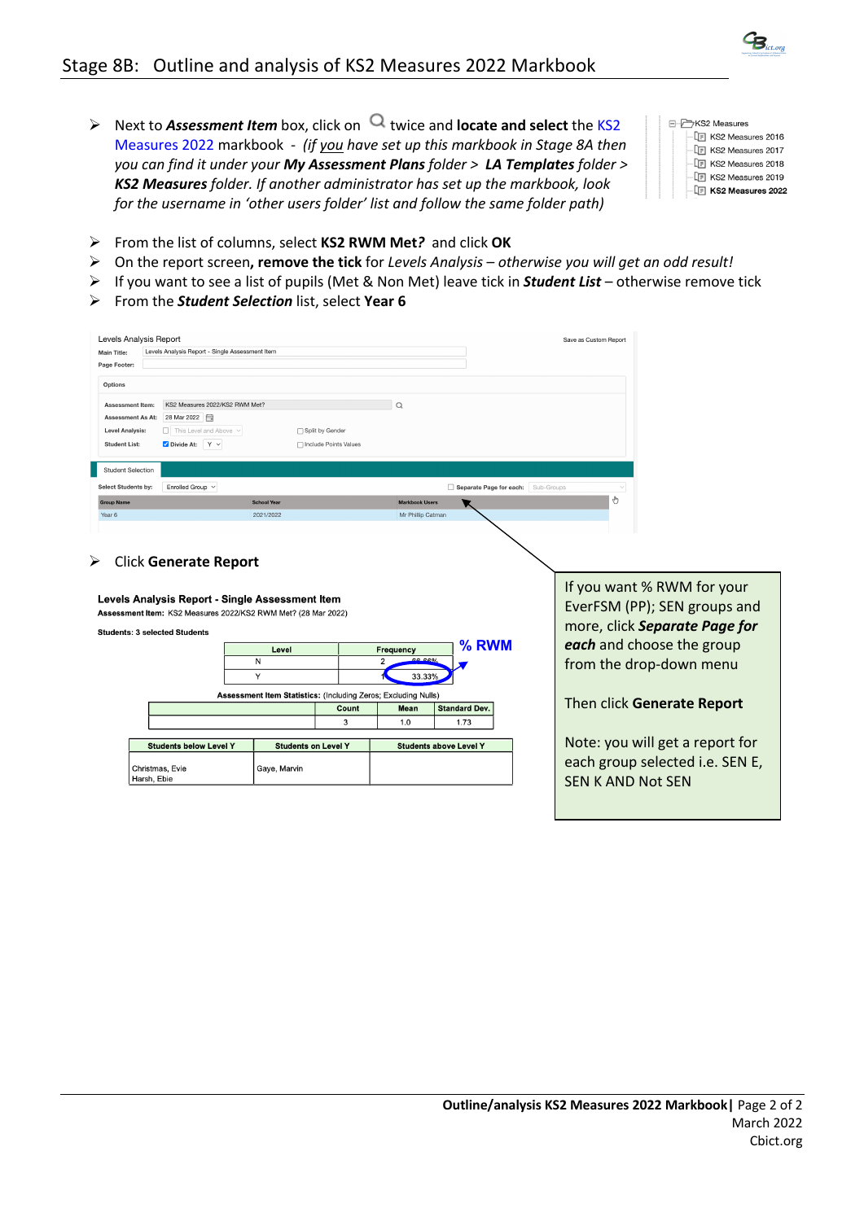## Stage 8B: Outline and analysis of KS2 Measures 2022 Markbook

- Next to ***Assessment Item*** box, click on 🔍 twice and **locate and select** the KS2 Measures 2022 markbook - *(if you have set up this markbook in Stage 8A then you can find it under your **My Assessment Plans** folder > **LA Templates** folder > **KS2 Measures** folder. If another administrator has set up the markbook, look for the username in 'other users folder' list and follow the same folder path)*

KS2 Measures
- KS2 Measures 2016
- KS2 Measures 2017
- KS2 Measures 2018
- KS2 Measures 2019
- **KS2 Measures 2022**

- From the list of columns, select **KS2 RWM Met?** and click **OK**
- On the report screen**, remove the tick** for *Levels Analysis – otherwise you will get an odd result!*
- If you want to see a list of pupils (Met & Non Met) leave tick in ***Student List*** – otherwise remove tick
- From the ***Student Selection*** list, select **Year 6**

Levels Analysis Report — Save as Custom Report

Main Title: Levels Analysis Report - Single Assessment Item
Page Footer:

Options
Assessment Item: KS2 Measures 2022/KS2 RWM Met?
Assessment As At: 28 Mar 2022
Level Analysis: This Level and Above — Split by Gender
Student List: Divide At: Y — Include Points Values

Student Selection
Select Students by: Enrolled Group — Separate Page for each: Sub-Groups

| Group Name | School Year | Markbook Users |
|---|---|---|
| Year 6 | 2021/2022 | Mr Phillip Catman |

- Click **Generate Report**

If you want % RWM for your EverFSM (PP); SEN groups and more, click ***Separate Page for each*** and choose the group from the drop-down menu

Then click **Generate Report**

Note: you will get a report for each group selected i.e. SEN E, SEN K AND Not SEN

**Levels Analysis Report - Single Assessment Item**
**Assessment Item:** KS2 Measures 2022/KS2 RWM Met? (28 Mar 2022)

**Students: 3 selected Students**

| Level | Frequency | |
|---|---|---|
| N | 2 | 66.66% |
| Y | 1 | 33.33% |

% RWM

**Assessment Item Statistics:** (Including Zeros; Excluding Nulls)

| | Count | Mean | Standard Dev. |
|---|---|---|---|
| | 3 | 1.0 | 1.73 |

| Students below Level Y | Students on Level Y | Students above Level Y |
|---|---|---|
| Christmas, Evie<br>Harsh, Ebie | Gaye, Marvin | |